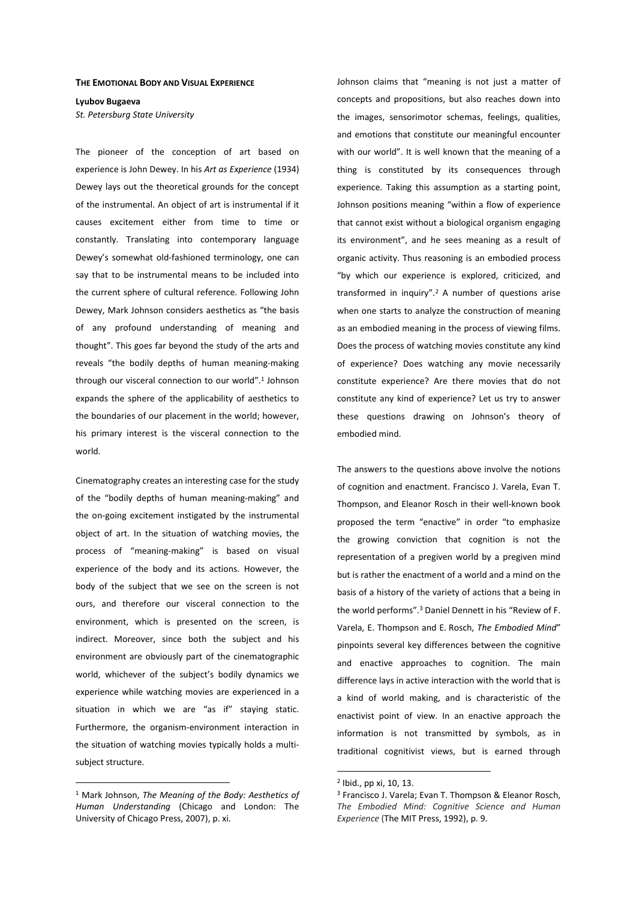**THE EMOTIONAL BODY AND VISUAL EXPERIENCE**

**Lyubov Bugaeva**

*St. Petersburg State University*

The pioneer of the conception of art based on experience is John Dewey. In his *Art as Experience* (1934) Dewey lays out the theoretical grounds for the concept of the instrumental. An object of art is instrumental if it causes excitement either from time to time or constantly. Translating into contemporary language Dewey's somewhat old-fashioned terminology, one can say that to be instrumental means to be included into the current sphere of cultural reference. Following John Dewey, Mark Johnson considers aesthetics as "the basis of any profound understanding of meaning and thought". This goes far beyond the study of the arts and reveals "the bodily depths of human meaning-making through our visceral connection to our world".[1] Johnson expands the sphere of the applicability of aesthetics to the boundaries of our placement in the world; however, his primary interest is the visceral connection to the world.

Cinematography creates an interesting case for the study of the "bodily depths of human meaning-making" and the on-going excitement instigated by the instrumental object of art. In the situation of watching movies, the process of "meaning-making" is based on visual experience of the body and its actions. However, the body of the subject that we see on the screen is not ours, and therefore our visceral connection to the environment, which is presented on the screen, is indirect. Moreover, since both the subject and his environment are obviously part of the cinematographic world, whichever of the subject's bodily dynamics we experience while watching movies are experienced in a situation in which we are "as if" staying static. Furthermore, the organism-environment interaction in the situation of watching movies typically holds a multi-subject structure.

Johnson claims that "meaning is not just a matter of concepts and propositions, but also reaches down into the images, sensorimotor schemas, feelings, qualities, and emotions that constitute our meaningful encounter with our world". It is well known that the meaning of a thing is constituted by its consequences through experience. Taking this assumption as a starting point, Johnson positions meaning "within a flow of experience that cannot exist without a biological organism engaging its environment", and he sees meaning as a result of organic activity. Thus reasoning is an embodied process "by which our experience is explored, criticized, and transformed in inquiry".[2] A number of questions arise when one starts to analyze the construction of meaning as an embodied meaning in the process of viewing films. Does the process of watching movies constitute any kind of experience? Does watching any movie necessarily constitute experience? Are there movies that do not constitute any kind of experience? Let us try to answer these questions drawing on Johnson's theory of embodied mind.

The answers to the questions above involve the notions of cognition and enactment. Francisco J. Varela, Evan T. Thompson, and Eleanor Rosch in their well-known book proposed the term "enactive" in order "to emphasize the growing conviction that cognition is not the representation of a pregiven world by a pregiven mind but is rather the enactment of a world and a mind on the basis of a history of the variety of actions that a being in the world performs".[3] Daniel Dennett in his "Review of F. Varela, E. Thompson and E. Rosch, *The Embodied Mind*" pinpoints several key differences between the cognitive and enactive approaches to cognition. The main difference lays in active interaction with the world that is a kind of world making, and is characteristic of the enactivist point of view. In an enactive approach the information is not transmitted by symbols, as in traditional cognitivist views, but is earned through

---

[1] Mark Johnson, *The Meaning of the Body: Aesthetics of Human Understanding* (Chicago and London: The University of Chicago Press, 2007), p. xi.

[2] Ibid., pp xi, 10, 13.

[3] Francisco J. Varela; Evan T. Thompson & Eleanor Rosch, *The Embodied Mind: Cognitive Science and Human Experience* (The MIT Press, 1992), p. 9.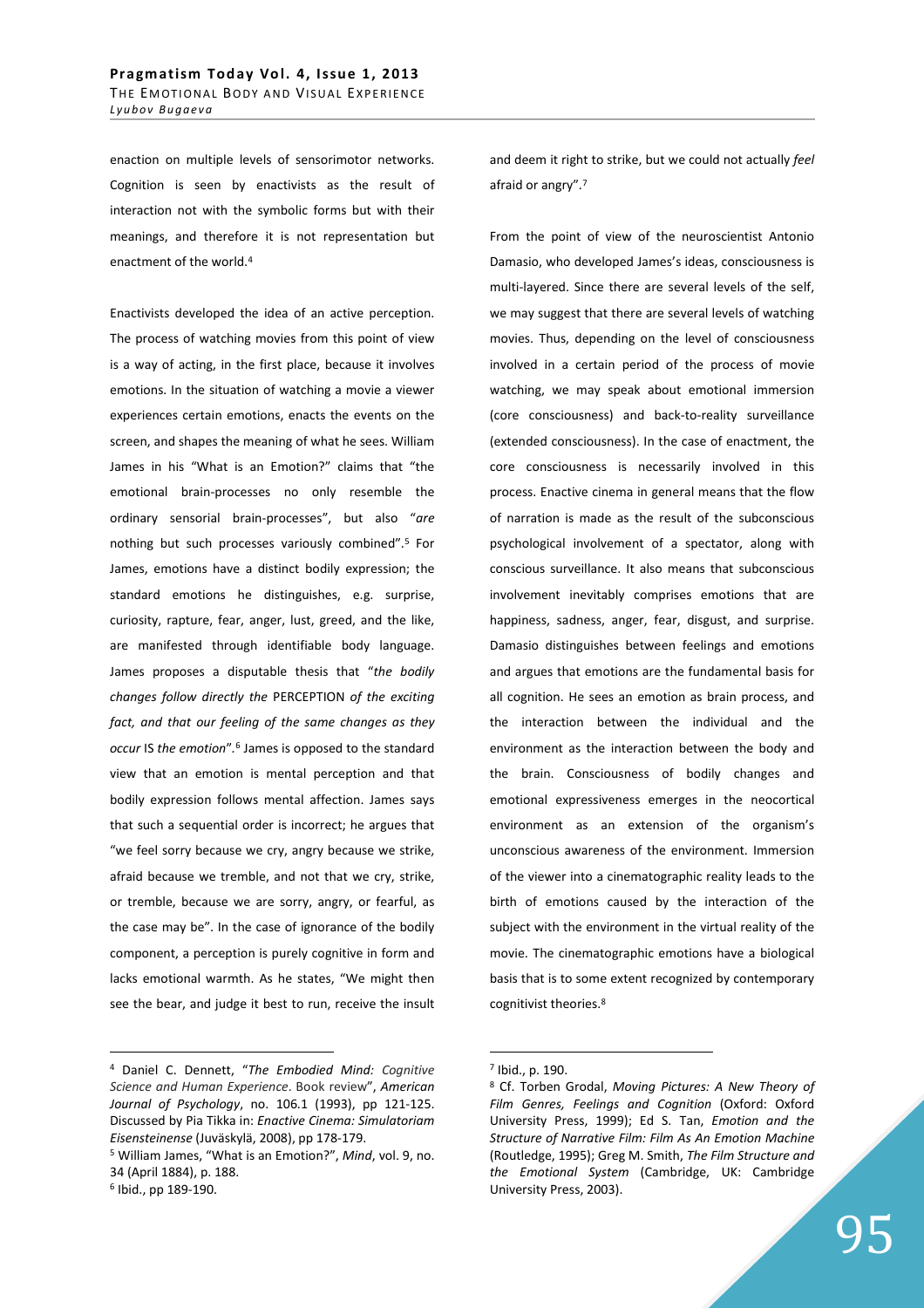enaction on multiple levels of sensorimotor networks. Cognition is seen by enactivists as the result of interaction not with the symbolic forms but with their meanings, and therefore it is not representation but enactment of the world.[4]

Enactivists developed the idea of an active perception. The process of watching movies from this point of view is a way of acting, in the first place, because it involves emotions. In the situation of watching a movie a viewer experiences certain emotions, enacts the events on the screen, and shapes the meaning of what he sees. William James in his "What is an Emotion?" claims that "the emotional brain-processes no only resemble the ordinary sensorial brain-processes", but also "*are* nothing but such processes variously combined".[5] For James, emotions have a distinct bodily expression; the standard emotions he distinguishes, e.g. surprise, curiosity, rapture, fear, anger, lust, greed, and the like, are manifested through identifiable body language. James proposes a disputable thesis that "*the bodily changes follow directly the* PERCEPTION *of the exciting fact, and that our feeling of the same changes as they occur* IS *the emotion*".[6] James is opposed to the standard view that an emotion is mental perception and that bodily expression follows mental affection. James says that such a sequential order is incorrect; he argues that "we feel sorry because we cry, angry because we strike, afraid because we tremble, and not that we cry, strike, or tremble, because we are sorry, angry, or fearful, as the case may be". In the case of ignorance of the bodily component, a perception is purely cognitive in form and lacks emotional warmth. As he states, "We might then see the bear, and judge it best to run, receive the insult and deem it right to strike, but we could not actually *feel* afraid or angry".[7]

From the point of view of the neuroscientist Antonio Damasio, who developed James's ideas, consciousness is multi-layered. Since there are several levels of the self, we may suggest that there are several levels of watching movies. Thus, depending on the level of consciousness involved in a certain period of the process of movie watching, we may speak about emotional immersion (core consciousness) and back-to-reality surveillance (extended consciousness). In the case of enactment, the core consciousness is necessarily involved in this process. Enactive cinema in general means that the flow of narration is made as the result of the subconscious psychological involvement of a spectator, along with conscious surveillance. It also means that subconscious involvement inevitably comprises emotions that are happiness, sadness, anger, fear, disgust, and surprise. Damasio distinguishes between feelings and emotions and argues that emotions are the fundamental basis for all cognition. He sees an emotion as brain process, and the interaction between the individual and the environment as the interaction between the body and the brain. Consciousness of bodily changes and emotional expressiveness emerges in the neocortical environment as an extension of the organism's unconscious awareness of the environment. Immersion of the viewer into a cinematographic reality leads to the birth of emotions caused by the interaction of the subject with the environment in the virtual reality of the movie. The cinematographic emotions have a biological basis that is to some extent recognized by contemporary cognitivist theories.[8]

---

[4] Daniel C. Dennett, "*The Embodied Mind: Cognitive Science and Human Experience*. Book review", *American Journal of Psychology*, no. 106.1 (1993), pp 121-125. Discussed by Pia Tikka in: *Enactive Cinema: Simulatoriam Eisensteinense* (Juväskylä, 2008), pp 178-179.

[5] William James, "What is an Emotion?", *Mind*, vol. 9, no. 34 (April 1884), p. 188.

[6] Ibid., pp 189-190.

[7] Ibid., p. 190.

[8] Cf. Torben Grodal, *Moving Pictures: A New Theory of Film Genres, Feelings and Cognition* (Oxford: Oxford University Press, 1999); Ed S. Tan, *Emotion and the Structure of Narrative Film: Film As An Emotion Machine* (Routledge, 1995); Greg M. Smith, *The Film Structure and the Emotional System* (Cambridge, UK: Cambridge University Press, 2003).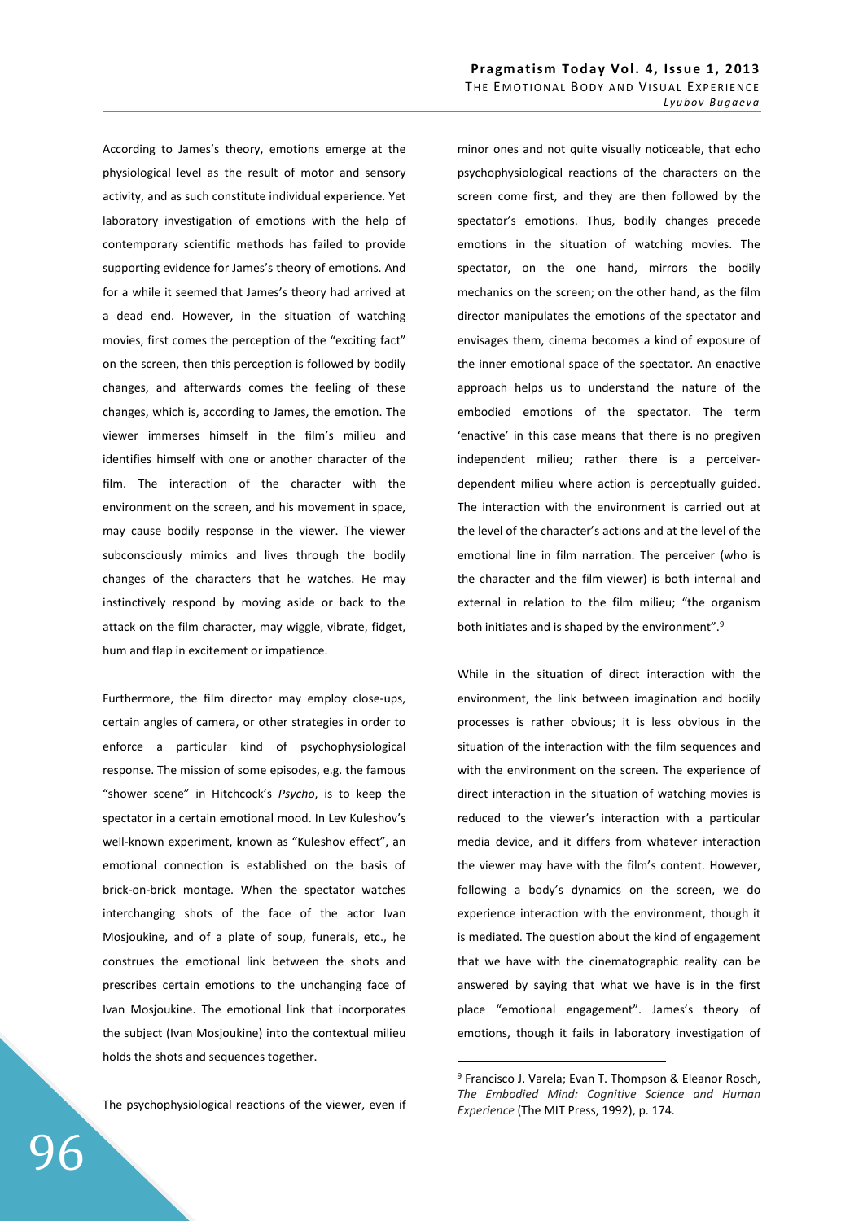According to James's theory, emotions emerge at the physiological level as the result of motor and sensory activity, and as such constitute individual experience. Yet laboratory investigation of emotions with the help of contemporary scientific methods has failed to provide supporting evidence for James's theory of emotions. And for a while it seemed that James's theory had arrived at a dead end. However, in the situation of watching movies, first comes the perception of the "exciting fact" on the screen, then this perception is followed by bodily changes, and afterwards comes the feeling of these changes, which is, according to James, the emotion. The viewer immerses himself in the film's milieu and identifies himself with one or another character of the film. The interaction of the character with the environment on the screen, and his movement in space, may cause bodily response in the viewer. The viewer subconsciously mimics and lives through the bodily changes of the characters that he watches. He may instinctively respond by moving aside or back to the attack on the film character, may wiggle, vibrate, fidget, hum and flap in excitement or impatience.

Furthermore, the film director may employ close-ups, certain angles of camera, or other strategies in order to enforce a particular kind of psychophysiological response. The mission of some episodes, e.g. the famous "shower scene" in Hitchcock's *Psycho*, is to keep the spectator in a certain emotional mood. In Lev Kuleshov's well-known experiment, known as "Kuleshov effect", an emotional connection is established on the basis of brick-on-brick montage. When the spectator watches interchanging shots of the face of the actor Ivan Mosjoukine, and of a plate of soup, funerals, etc., he construes the emotional link between the shots and prescribes certain emotions to the unchanging face of Ivan Mosjoukine. The emotional link that incorporates the subject (Ivan Mosjoukine) into the contextual milieu holds the shots and sequences together.

The psychophysiological reactions of the viewer, even if minor ones and not quite visually noticeable, that echo psychophysiological reactions of the characters on the screen come first, and they are then followed by the spectator's emotions. Thus, bodily changes precede emotions in the situation of watching movies. The spectator, on the one hand, mirrors the bodily mechanics on the screen; on the other hand, as the film director manipulates the emotions of the spectator and envisages them, cinema becomes a kind of exposure of the inner emotional space of the spectator. An enactive approach helps us to understand the nature of the embodied emotions of the spectator. The term 'enactive' in this case means that there is no pregiven independent milieu; rather there is a perceiver-dependent milieu where action is perceptually guided. The interaction with the environment is carried out at the level of the character's actions and at the level of the emotional line in film narration. The perceiver (who is the character and the film viewer) is both internal and external in relation to the film milieu; "the organism both initiates and is shaped by the environment".[9]

While in the situation of direct interaction with the environment, the link between imagination and bodily processes is rather obvious; it is less obvious in the situation of the interaction with the film sequences and with the environment on the screen. The experience of direct interaction in the situation of watching movies is reduced to the viewer's interaction with a particular media device, and it differs from whatever interaction the viewer may have with the film's content. However, following a body's dynamics on the screen, we do experience interaction with the environment, though it is mediated. The question about the kind of engagement that we have with the cinematographic reality can be answered by saying that what we have is in the first place "emotional engagement". James's theory of emotions, though it fails in laboratory investigation of

[9] Francisco J. Varela; Evan T. Thompson & Eleanor Rosch, *The Embodied Mind: Cognitive Science and Human Experience* (The MIT Press, 1992), p. 174.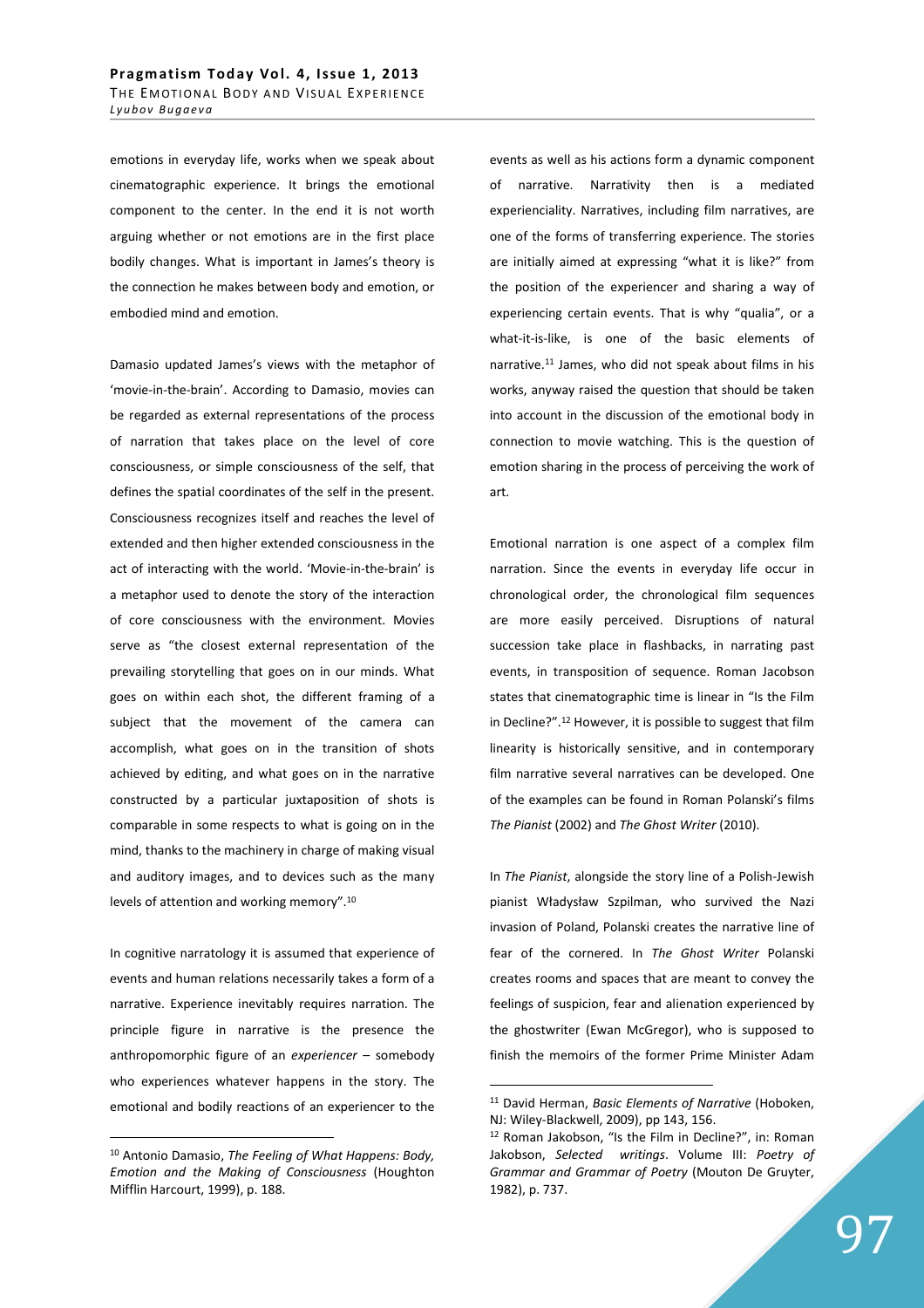emotions in everyday life, works when we speak about cinematographic experience. It brings the emotional component to the center. In the end it is not worth arguing whether or not emotions are in the first place bodily changes. What is important in James's theory is the connection he makes between body and emotion, or embodied mind and emotion.

Damasio updated James's views with the metaphor of 'movie-in-the-brain'. According to Damasio, movies can be regarded as external representations of the process of narration that takes place on the level of core consciousness, or simple consciousness of the self, that defines the spatial coordinates of the self in the present. Consciousness recognizes itself and reaches the level of extended and then higher extended consciousness in the act of interacting with the world. 'Movie-in-the-brain' is a metaphor used to denote the story of the interaction of core consciousness with the environment. Movies serve as "the closest external representation of the prevailing storytelling that goes on in our minds. What goes on within each shot, the different framing of a subject that the movement of the camera can accomplish, what goes on in the transition of shots achieved by editing, and what goes on in the narrative constructed by a particular juxtaposition of shots is comparable in some respects to what is going on in the mind, thanks to the machinery in charge of making visual and auditory images, and to devices such as the many levels of attention and working memory".[10]

In cognitive narratology it is assumed that experience of events and human relations necessarily takes a form of a narrative. Experience inevitably requires narration. The principle figure in narrative is the presence the anthropomorphic figure of an *experiencer* – somebody who experiences whatever happens in the story. The emotional and bodily reactions of an experiencer to the events as well as his actions form a dynamic component of narrative. Narrativity then is a mediated experienciality. Narratives, including film narratives, are one of the forms of transferring experience. The stories are initially aimed at expressing "what it is like?" from the position of the experiencer and sharing a way of experiencing certain events. That is why "qualia", or a what-it-is-like, is one of the basic elements of narrative.[11] James, who did not speak about films in his works, anyway raised the question that should be taken into account in the discussion of the emotional body in connection to movie watching. This is the question of emotion sharing in the process of perceiving the work of art.

Emotional narration is one aspect of a complex film narration. Since the events in everyday life occur in chronological order, the chronological film sequences are more easily perceived. Disruptions of natural succession take place in flashbacks, in narrating past events, in transposition of sequence. Roman Jacobson states that cinematographic time is linear in "Is the Film in Decline?".[12] However, it is possible to suggest that film linearity is historically sensitive, and in contemporary film narrative several narratives can be developed. One of the examples can be found in Roman Polanski's films *The Pianist* (2002) and *The Ghost Writer* (2010).

In *The Pianist*, alongside the story line of a Polish-Jewish pianist Władysław Szpilman, who survived the Nazi invasion of Poland, Polanski creates the narrative line of fear of the cornered. In *The Ghost Writer* Polanski creates rooms and spaces that are meant to convey the feelings of suspicion, fear and alienation experienced by the ghostwriter (Ewan McGregor), who is supposed to finish the memoirs of the former Prime Minister Adam

---

[10] Antonio Damasio, *The Feeling of What Happens: Body, Emotion and the Making of Consciousness* (Houghton Mifflin Harcourt, 1999), p. 188.

[11] David Herman, *Basic Elements of Narrative* (Hoboken, NJ: Wiley-Blackwell, 2009), pp 143, 156.

[12] Roman Jakobson, "Is the Film in Decline?", in: Roman Jakobson, *Selected writings*. Volume III: *Poetry of Grammar and Grammar of Poetry* (Mouton De Gruyter, 1982), p. 737.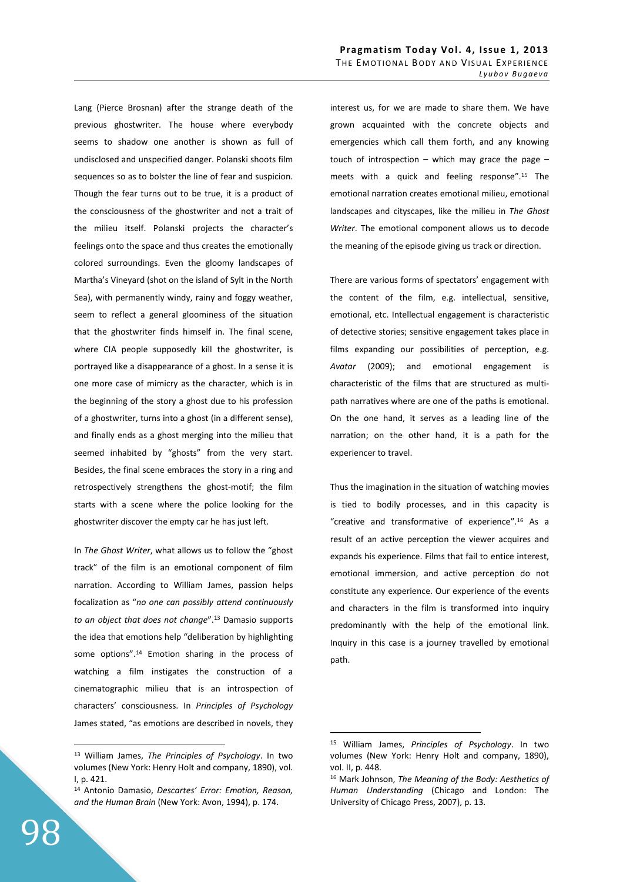Lang (Pierce Brosnan) after the strange death of the previous ghostwriter. The house where everybody seems to shadow one another is shown as full of undisclosed and unspecified danger. Polanski shoots film sequences so as to bolster the line of fear and suspicion. Though the fear turns out to be true, it is a product of the consciousness of the ghostwriter and not a trait of the milieu itself. Polanski projects the character's feelings onto the space and thus creates the emotionally colored surroundings. Even the gloomy landscapes of Martha's Vineyard (shot on the island of Sylt in the North Sea), with permanently windy, rainy and foggy weather, seem to reflect a general gloominess of the situation that the ghostwriter finds himself in. The final scene, where CIA people supposedly kill the ghostwriter, is portrayed like a disappearance of a ghost. In a sense it is one more case of mimicry as the character, which is in the beginning of the story a ghost due to his profession of a ghostwriter, turns into a ghost (in a different sense), and finally ends as a ghost merging into the milieu that seemed inhabited by "ghosts" from the very start. Besides, the final scene embraces the story in a ring and retrospectively strengthens the ghost-motif; the film starts with a scene where the police looking for the ghostwriter discover the empty car he has just left.

In *The Ghost Writer*, what allows us to follow the "ghost track" of the film is an emotional component of film narration. According to William James, passion helps focalization as "*no one can possibly attend continuously to an object that does not change*".[13] Damasio supports the idea that emotions help "deliberation by highlighting some options".[14] Emotion sharing in the process of watching a film instigates the construction of a cinematographic milieu that is an introspection of characters' consciousness. In *Principles of Psychology* James stated, "as emotions are described in novels, they interest us, for we are made to share them. We have grown acquainted with the concrete objects and emergencies which call them forth, and any knowing touch of introspection – which may grace the page – meets with a quick and feeling response".[15] The emotional narration creates emotional milieu, emotional landscapes and cityscapes, like the milieu in *The Ghost Writer*. The emotional component allows us to decode the meaning of the episode giving us track or direction.

There are various forms of spectators' engagement with the content of the film, e.g. intellectual, sensitive, emotional, etc. Intellectual engagement is characteristic of detective stories; sensitive engagement takes place in films expanding our possibilities of perception, e.g. *Avatar* (2009); and emotional engagement is characteristic of the films that are structured as multi-path narratives where are one of the paths is emotional. On the one hand, it serves as a leading line of the narration; on the other hand, it is a path for the experiencer to travel.

Thus the imagination in the situation of watching movies is tied to bodily processes, and in this capacity is "creative and transformative of experience".[16] As a result of an active perception the viewer acquires and expands his experience. Films that fail to entice interest, emotional immersion, and active perception do not constitute any experience. Our experience of the events and characters in the film is transformed into inquiry predominantly with the help of the emotional link. Inquiry in this case is a journey travelled by emotional path.

---

[13] William James, *The Principles of Psychology*. In two volumes (New York: Henry Holt and company, 1890), vol. I, p. 421.

[14] Antonio Damasio, *Descartes' Error: Emotion, Reason, and the Human Brain* (New York: Avon, 1994), p. 174.

[15] William James, *Principles of Psychology*. In two volumes (New York: Henry Holt and company, 1890), vol. II, p. 448.

[16] Mark Johnson, *The Meaning of the Body: Aesthetics of Human Understanding* (Chicago and London: The University of Chicago Press, 2007), p. 13.